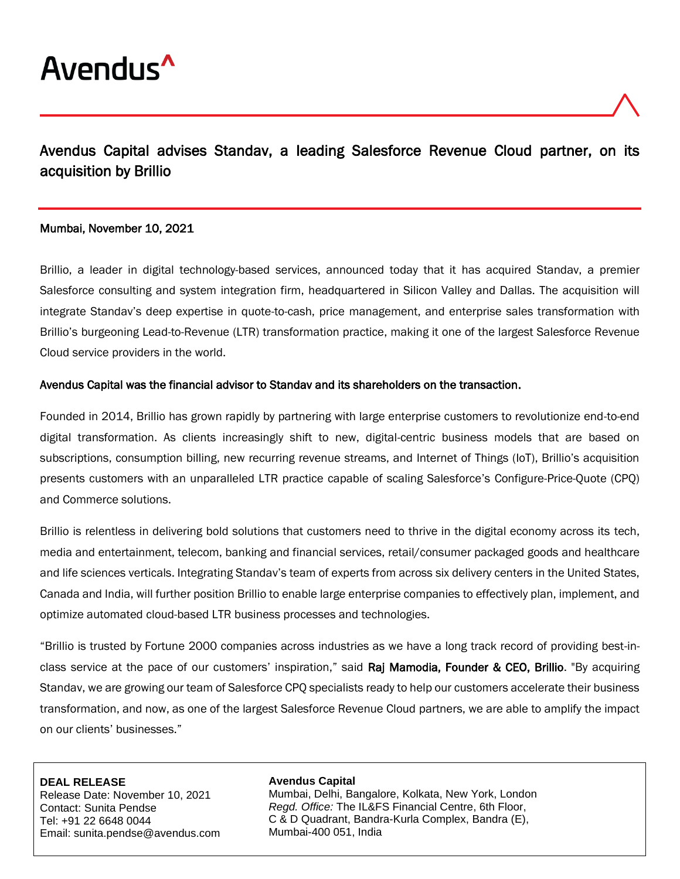Avendus^

# Avendus Capital advises Standav, a leading Salesforce Revenue Cloud partner, on its acquisition by Brillio

**Mumbai, November 10, 2021**

Brillio, a leader in digital technology-based services, announced today that it has acquired Standav, a premier Salesforce consulting and system integration firm, headquartered in Silicon Valley and Dallas. The acquisition will integrate Standav's deep expertise in quote-to-cash, price management, and enterprise sales transformation with Brillio's burgeoning Lead-to-Revenue (LTR) transformation practice, making it one of the largest Salesforce Revenue Cloud service providers in the world.

**Avendus Capital was the financial advisor to Standav and its shareholders on the transaction.**

Founded in 2014, Brillio has grown rapidly by partnering with large enterprise customers to revolutionize end-to-end digital transformation. As clients increasingly shift to new, digital-centric business models that are based on subscriptions, consumption billing, new recurring revenue streams, and Internet of Things (IoT), Brillio's acquisition presents customers with an unparalleled LTR practice capable of scaling Salesforce's Configure-Price-Quote (CPQ) and Commerce solutions.

Brillio is relentless in delivering bold solutions that customers need to thrive in the digital economy across its tech, media and entertainment, telecom, banking and financial services, retail/consumer packaged goods and healthcare and life sciences verticals. Integrating Standav's team of experts from across six delivery centers in the United States, Canada and India, will further position Brillio to enable large enterprise companies to effectively plan, implement, and optimize automated cloud-based LTR business processes and technologies.

"Brillio is trusted by Fortune 2000 companies across industries as we have a long track record of providing best-in-class service at the pace of our customers' inspiration," said **Raj Mamodia, Founder & CEO, Brillio**. "By acquiring Standav, we are growing our team of Salesforce CPQ specialists ready to help our customers accelerate their business transformation, and now, as one of the largest Salesforce Revenue Cloud partners, we are able to amplify the impact on our clients' businesses."

**DEAL RELEASE**
Release Date: November 10, 2021
Contact: Sunita Pendse
Tel: +91 22 6648 0044
Email: sunita.pendse@avendus.com

**Avendus Capital**
Mumbai, Delhi, Bangalore, Kolkata, New York, London
*Regd. Office:* The IL&FS Financial Centre, 6th Floor,
C & D Quadrant, Bandra-Kurla Complex, Bandra (E),
Mumbai-400 051, India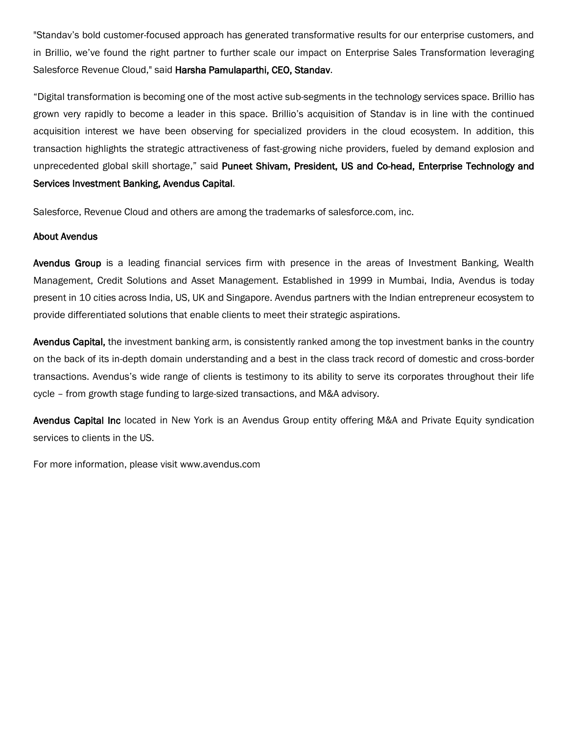"Standav's bold customer-focused approach has generated transformative results for our enterprise customers, and in Brillio, we've found the right partner to further scale our impact on Enterprise Sales Transformation leveraging Salesforce Revenue Cloud," said **Harsha Pamulaparthi, CEO, Standav**.

"Digital transformation is becoming one of the most active sub-segments in the technology services space. Brillio has grown very rapidly to become a leader in this space. Brillio's acquisition of Standav is in line with the continued acquisition interest we have been observing for specialized providers in the cloud ecosystem. In addition, this transaction highlights the strategic attractiveness of fast-growing niche providers, fueled by demand explosion and unprecedented global skill shortage," said **Puneet Shivam, President, US and Co-head, Enterprise Technology and Services Investment Banking, Avendus Capital**.

Salesforce, Revenue Cloud and others are among the trademarks of salesforce.com, inc.

**About Avendus**

**Avendus Group** is a leading financial services firm with presence in the areas of Investment Banking, Wealth Management, Credit Solutions and Asset Management. Established in 1999 in Mumbai, India, Avendus is today present in 10 cities across India, US, UK and Singapore. Avendus partners with the Indian entrepreneur ecosystem to provide differentiated solutions that enable clients to meet their strategic aspirations.

**Avendus Capital,** the investment banking arm, is consistently ranked among the top investment banks in the country on the back of its in-depth domain understanding and a best in the class track record of domestic and cross-border transactions. Avendus's wide range of clients is testimony to its ability to serve its corporates throughout their life cycle – from growth stage funding to large-sized transactions, and M&A advisory.

**Avendus Capital Inc** located in New York is an Avendus Group entity offering M&A and Private Equity syndication services to clients in the US.

For more information, please visit www.avendus.com